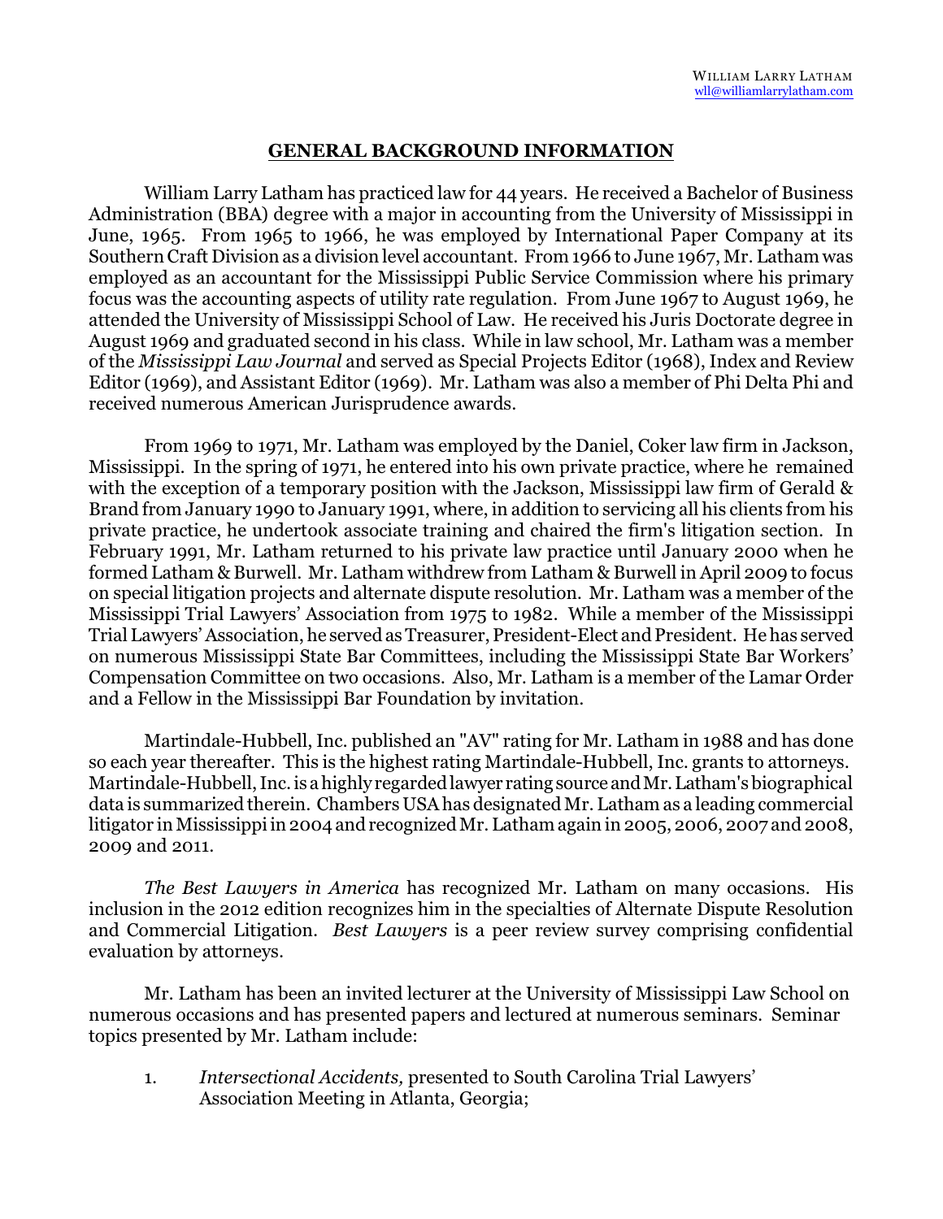William Larry Latham
wll@williamlarrylatham.com

## GENERAL BACKGROUND INFORMATION

William Larry Latham has practiced law for 44 years. He received a Bachelor of Business Administration (BBA) degree with a major in accounting from the University of Mississippi in June, 1965. From 1965 to 1966, he was employed by International Paper Company at its Southern Craft Division as a division level accountant. From 1966 to June 1967, Mr. Latham was employed as an accountant for the Mississippi Public Service Commission where his primary focus was the accounting aspects of utility rate regulation. From June 1967 to August 1969, he attended the University of Mississippi School of Law. He received his Juris Doctorate degree in August 1969 and graduated second in his class. While in law school, Mr. Latham was a member of the *Mississippi Law Journal* and served as Special Projects Editor (1968), Index and Review Editor (1969), and Assistant Editor (1969). Mr. Latham was also a member of Phi Delta Phi and received numerous American Jurisprudence awards.

From 1969 to 1971, Mr. Latham was employed by the Daniel, Coker law firm in Jackson, Mississippi. In the spring of 1971, he entered into his own private practice, where he remained with the exception of a temporary position with the Jackson, Mississippi law firm of Gerald & Brand from January 1990 to January 1991, where, in addition to servicing all his clients from his private practice, he undertook associate training and chaired the firm's litigation section. In February 1991, Mr. Latham returned to his private law practice until January 2000 when he formed Latham & Burwell. Mr. Latham withdrew from Latham & Burwell in April 2009 to focus on special litigation projects and alternate dispute resolution. Mr. Latham was a member of the Mississippi Trial Lawyers' Association from 1975 to 1982. While a member of the Mississippi Trial Lawyers' Association, he served as Treasurer, President-Elect and President. He has served on numerous Mississippi State Bar Committees, including the Mississippi State Bar Workers' Compensation Committee on two occasions. Also, Mr. Latham is a member of the Lamar Order and a Fellow in the Mississippi Bar Foundation by invitation.

Martindale-Hubbell, Inc. published an "AV" rating for Mr. Latham in 1988 and has done so each year thereafter. This is the highest rating Martindale-Hubbell, Inc. grants to attorneys. Martindale-Hubbell, Inc. is a highly regarded lawyer rating source and Mr. Latham's biographical data is summarized therein. Chambers USA has designated Mr. Latham as a leading commercial litigator in Mississippi in 2004 and recognized Mr. Latham again in 2005, 2006, 2007 and 2008, 2009 and 2011.

*The Best Lawyers in America* has recognized Mr. Latham on many occasions. His inclusion in the 2012 edition recognizes him in the specialties of Alternate Dispute Resolution and Commercial Litigation. *Best Lawyers* is a peer review survey comprising confidential evaluation by attorneys.

Mr. Latham has been an invited lecturer at the University of Mississippi Law School on numerous occasions and has presented papers and lectured at numerous seminars. Seminar topics presented by Mr. Latham include:

1. *Intersectional Accidents,* presented to South Carolina Trial Lawyers' Association Meeting in Atlanta, Georgia;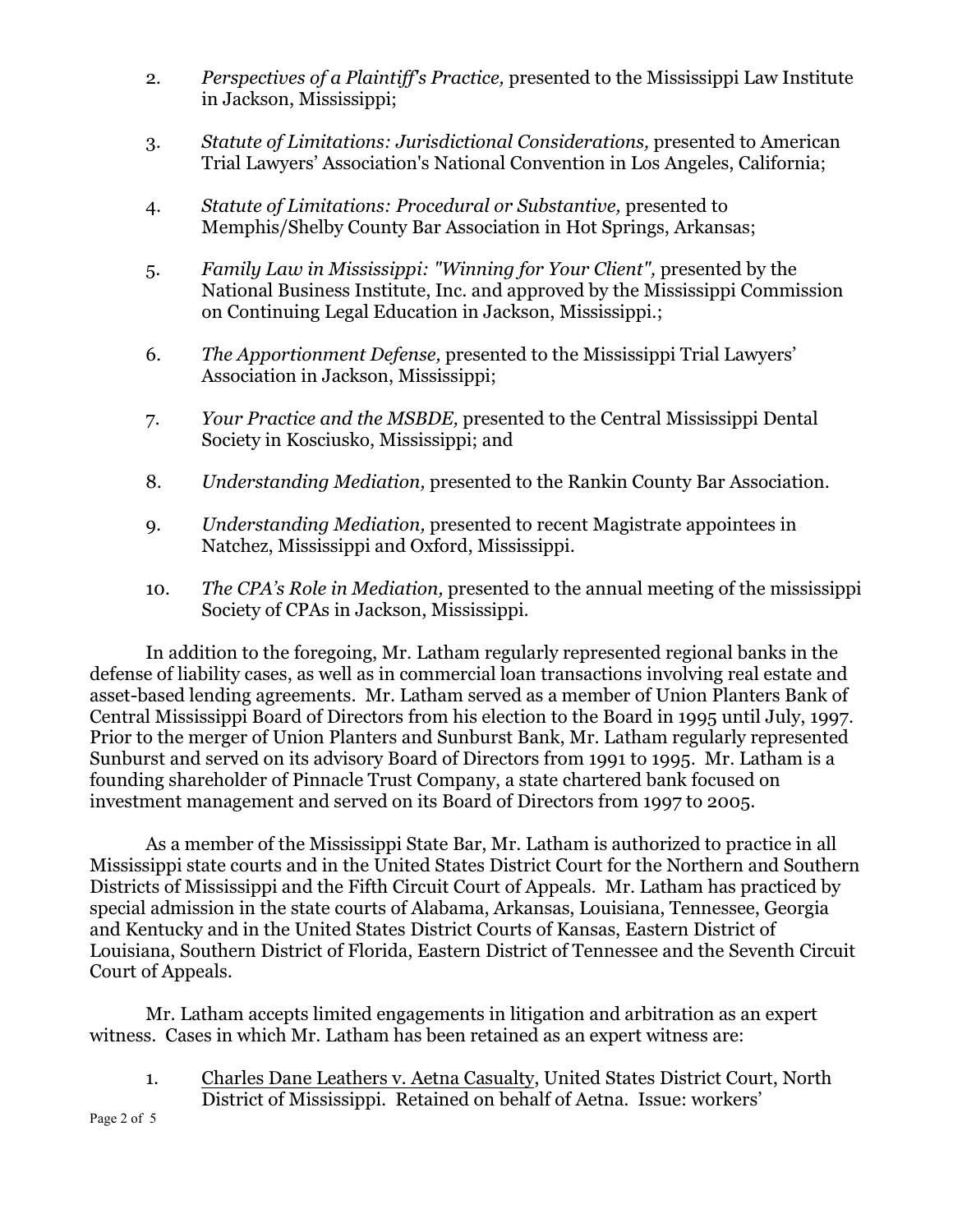2. *Perspectives of a Plaintiff's Practice,* presented to the Mississippi Law Institute in Jackson, Mississippi;

3. *Statute of Limitations: Jurisdictional Considerations,* presented to American Trial Lawyers' Association's National Convention in Los Angeles, California;

4. *Statute of Limitations: Procedural or Substantive,* presented to Memphis/Shelby County Bar Association in Hot Springs, Arkansas;

5. *Family Law in Mississippi: "Winning for Your Client",* presented by the National Business Institute, Inc. and approved by the Mississippi Commission on Continuing Legal Education in Jackson, Mississippi.;

6. *The Apportionment Defense,* presented to the Mississippi Trial Lawyers' Association in Jackson, Mississippi;

7. *Your Practice and the MSBDE,* presented to the Central Mississippi Dental Society in Kosciusko, Mississippi; and

8. *Understanding Mediation,* presented to the Rankin County Bar Association.

9. *Understanding Mediation,* presented to recent Magistrate appointees in Natchez, Mississippi and Oxford, Mississippi.

10. *The CPA's Role in Mediation,* presented to the annual meeting of the mississippi Society of CPAs in Jackson, Mississippi.

In addition to the foregoing, Mr. Latham regularly represented regional banks in the defense of liability cases, as well as in commercial loan transactions involving real estate and asset-based lending agreements. Mr. Latham served as a member of Union Planters Bank of Central Mississippi Board of Directors from his election to the Board in 1995 until July, 1997. Prior to the merger of Union Planters and Sunburst Bank, Mr. Latham regularly represented Sunburst and served on its advisory Board of Directors from 1991 to 1995. Mr. Latham is a founding shareholder of Pinnacle Trust Company, a state chartered bank focused on investment management and served on its Board of Directors from 1997 to 2005.

As a member of the Mississippi State Bar, Mr. Latham is authorized to practice in all Mississippi state courts and in the United States District Court for the Northern and Southern Districts of Mississippi and the Fifth Circuit Court of Appeals. Mr. Latham has practiced by special admission in the state courts of Alabama, Arkansas, Louisiana, Tennessee, Georgia and Kentucky and in the United States District Courts of Kansas, Eastern District of Louisiana, Southern District of Florida, Eastern District of Tennessee and the Seventh Circuit Court of Appeals.

Mr. Latham accepts limited engagements in litigation and arbitration as an expert witness. Cases in which Mr. Latham has been retained as an expert witness are:

1. <u>Charles Dane Leathers v. Aetna Casualty</u>, United States District Court, North District of Mississippi. Retained on behalf of Aetna. Issue: workers'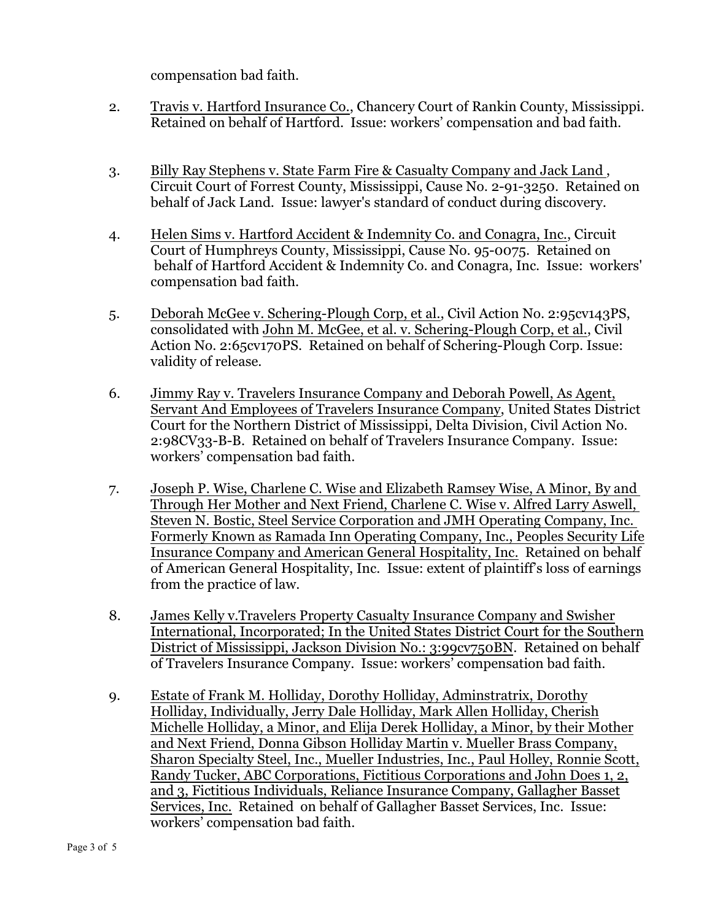compensation bad faith.

2. Travis v. Hartford Insurance Co., Chancery Court of Rankin County, Mississippi. Retained on behalf of Hartford. Issue: workers' compensation and bad faith.

3. Billy Ray Stephens v. State Farm Fire & Casualty Company and Jack Land, Circuit Court of Forrest County, Mississippi, Cause No. 2-91-3250. Retained on behalf of Jack Land. Issue: lawyer's standard of conduct during discovery.

4. Helen Sims v. Hartford Accident & Indemnity Co. and Conagra, Inc., Circuit Court of Humphreys County, Mississippi, Cause No. 95-0075. Retained on behalf of Hartford Accident & Indemnity Co. and Conagra, Inc. Issue: workers' compensation bad faith.

5. Deborah McGee v. Schering-Plough Corp, et al., Civil Action No. 2:95cv143PS, consolidated with John M. McGee, et al. v. Schering-Plough Corp, et al., Civil Action No. 2:65cv170PS. Retained on behalf of Schering-Plough Corp. Issue: validity of release.

6. Jimmy Ray v. Travelers Insurance Company and Deborah Powell, As Agent, Servant And Employees of Travelers Insurance Company, United States District Court for the Northern District of Mississippi, Delta Division, Civil Action No. 2:98CV33-B-B. Retained on behalf of Travelers Insurance Company. Issue: workers' compensation bad faith.

7. Joseph P. Wise, Charlene C. Wise and Elizabeth Ramsey Wise, A Minor, By and Through Her Mother and Next Friend, Charlene C. Wise v. Alfred Larry Aswell, Steven N. Bostic, Steel Service Corporation and JMH Operating Company, Inc. Formerly Known as Ramada Inn Operating Company, Inc., Peoples Security Life Insurance Company and American General Hospitality, Inc. Retained on behalf of American General Hospitality, Inc. Issue: extent of plaintiff's loss of earnings from the practice of law.

8. James Kelly v.Travelers Property Casualty Insurance Company and Swisher International, Incorporated; In the United States District Court for the Southern District of Mississippi, Jackson Division No.: 3:99cv750BN. Retained on behalf of Travelers Insurance Company. Issue: workers' compensation bad faith.

9. Estate of Frank M. Holliday, Dorothy Holliday, Adminstratrix, Dorothy Holliday, Individually, Jerry Dale Holliday, Mark Allen Holliday, Cherish Michelle Holliday, a Minor, and Elija Derek Holliday, a Minor, by their Mother and Next Friend, Donna Gibson Holliday Martin v. Mueller Brass Company, Sharon Specialty Steel, Inc., Mueller Industries, Inc., Paul Holley, Ronnie Scott, Randy Tucker, ABC Corporations, Fictitious Corporations and John Does 1, 2, and 3, Fictitious Individuals, Reliance Insurance Company, Gallagher Basset Services, Inc. Retained on behalf of Gallagher Basset Services, Inc. Issue: workers' compensation bad faith.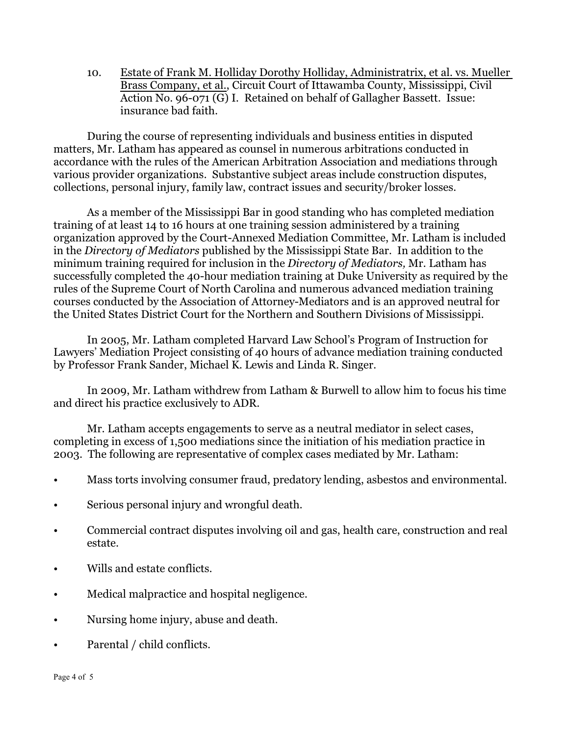10. Estate of Frank M. Holliday Dorothy Holliday, Administratrix, et al. vs. Mueller Brass Company, et al., Circuit Court of Ittawamba County, Mississippi, Civil Action No. 96-071 (G) I. Retained on behalf of Gallagher Bassett. Issue: insurance bad faith.

During the course of representing individuals and business entities in disputed matters, Mr. Latham has appeared as counsel in numerous arbitrations conducted in accordance with the rules of the American Arbitration Association and mediations through various provider organizations. Substantive subject areas include construction disputes, collections, personal injury, family law, contract issues and security/broker losses.

As a member of the Mississippi Bar in good standing who has completed mediation training of at least 14 to 16 hours at one training session administered by a training organization approved by the Court-Annexed Mediation Committee, Mr. Latham is included in the *Directory of Mediators* published by the Mississippi State Bar. In addition to the minimum training required for inclusion in the *Directory of Mediators,* Mr. Latham has successfully completed the 40-hour mediation training at Duke University as required by the rules of the Supreme Court of North Carolina and numerous advanced mediation training courses conducted by the Association of Attorney-Mediators and is an approved neutral for the United States District Court for the Northern and Southern Divisions of Mississippi.

In 2005, Mr. Latham completed Harvard Law School's Program of Instruction for Lawyers' Mediation Project consisting of 40 hours of advance mediation training conducted by Professor Frank Sander, Michael K. Lewis and Linda R. Singer.

In 2009, Mr. Latham withdrew from Latham & Burwell to allow him to focus his time and direct his practice exclusively to ADR.

Mr. Latham accepts engagements to serve as a neutral mediator in select cases, completing in excess of 1,500 mediations since the initiation of his mediation practice in 2003. The following are representative of complex cases mediated by Mr. Latham:

- Mass torts involving consumer fraud, predatory lending, asbestos and environmental.
- Serious personal injury and wrongful death.
- Commercial contract disputes involving oil and gas, health care, construction and real estate.
- Wills and estate conflicts.
- Medical malpractice and hospital negligence.
- Nursing home injury, abuse and death.
- Parental / child conflicts.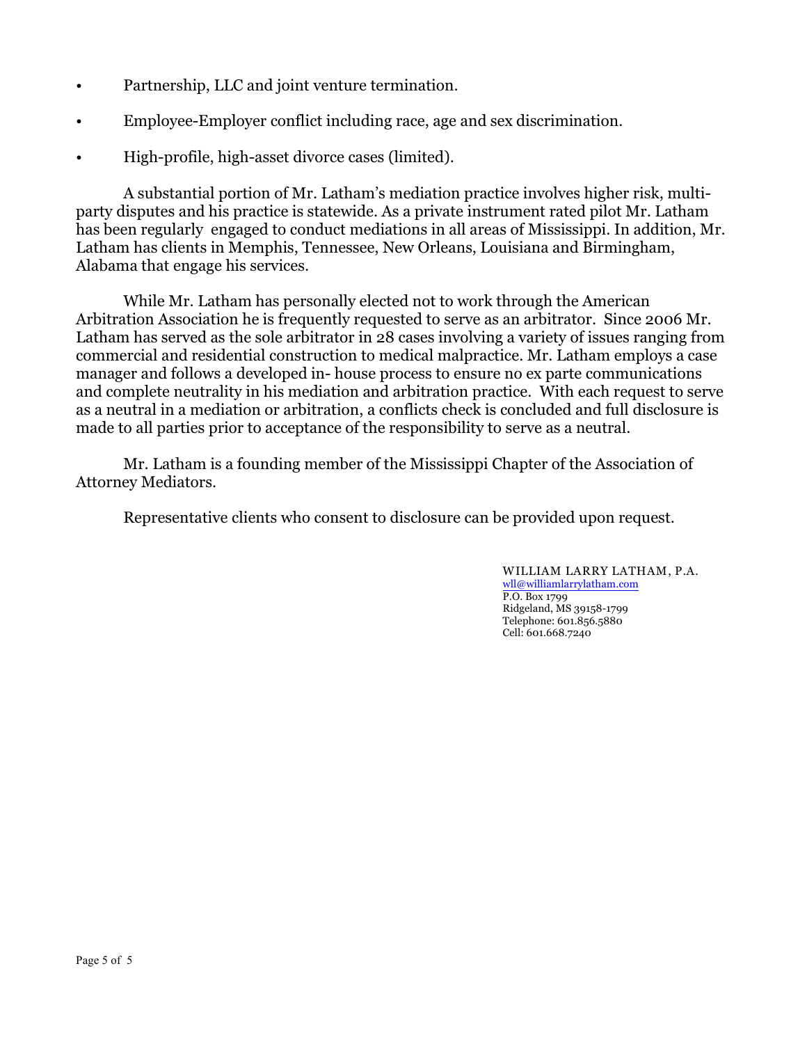- Partnership, LLC and joint venture termination.
- Employee-Employer conflict including race, age and sex discrimination.
- High-profile, high-asset divorce cases (limited).

A substantial portion of Mr. Latham's mediation practice involves higher risk, multi-party disputes and his practice is statewide. As a private instrument rated pilot Mr. Latham has been regularly engaged to conduct mediations in all areas of Mississippi. In addition, Mr. Latham has clients in Memphis, Tennessee, New Orleans, Louisiana and Birmingham, Alabama that engage his services.

While Mr. Latham has personally elected not to work through the American Arbitration Association he is frequently requested to serve as an arbitrator. Since 2006 Mr. Latham has served as the sole arbitrator in 28 cases involving a variety of issues ranging from commercial and residential construction to medical malpractice. Mr. Latham employs a case manager and follows a developed in- house process to ensure no ex parte communications and complete neutrality in his mediation and arbitration practice. With each request to serve as a neutral in a mediation or arbitration, a conflicts check is concluded and full disclosure is made to all parties prior to acceptance of the responsibility to serve as a neutral.

Mr. Latham is a founding member of the Mississippi Chapter of the Association of Attorney Mediators.

Representative clients who consent to disclosure can be provided upon request.

WILLIAM LARRY LATHAM, P.A.
wll@williamlarrylatham.com
P.O. Box 1799
Ridgeland, MS 39158-1799
Telephone: 601.856.5880
Cell: 601.668.7240